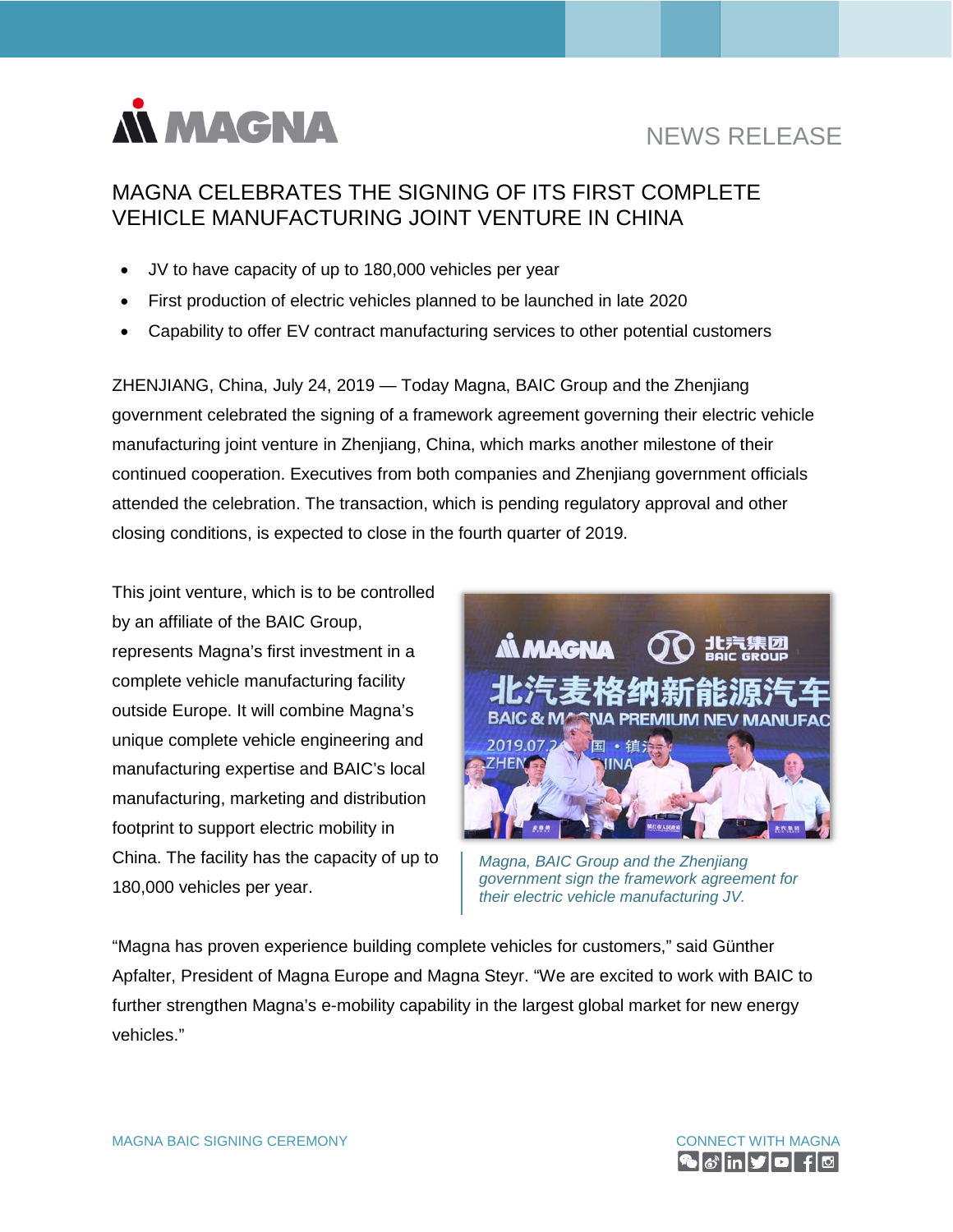NEWS RELEASE

# MAGNA CELEBRATES THE SIGNING OF ITS FIRST COMPLETE VEHICLE MANUFACTURING JOINT VENTURE IN CHINA

- JV to have capacity of up to 180,000 vehicles per year
- First production of electric vehicles planned to be launched in late 2020
- Capability to offer EV contract manufacturing services to other potential customers

ZHENJIANG, China, July 24, 2019 — Today Magna, BAIC Group and the Zhenjiang government celebrated the signing of a framework agreement governing their electric vehicle manufacturing joint venture in Zhenjiang, China, which marks another milestone of their continued cooperation. Executives from both companies and Zhenjiang government officials attended the celebration. The transaction, which is pending regulatory approval and other closing conditions, is expected to close in the fourth quarter of 2019.

This joint venture, which is to be controlled by an affiliate of the BAIC Group, represents Magna's first investment in a complete vehicle manufacturing facility outside Europe. It will combine Magna's unique complete vehicle engineering and manufacturing expertise and BAIC's local manufacturing, marketing and distribution footprint to support electric mobility in China. The facility has the capacity of up to 180,000 vehicles per year.

*Magna, BAIC Group and the Zhenjiang government sign the framework agreement for their electric vehicle manufacturing JV.*

"Magna has proven experience building complete vehicles for customers," said Günther Apfalter, President of Magna Europe and Magna Steyr. "We are excited to work with BAIC to further strengthen Magna's e-mobility capability in the largest global market for new energy vehicles."

MAGNA BAIC SIGNING CEREMONY

CONNECT WITH MAGNA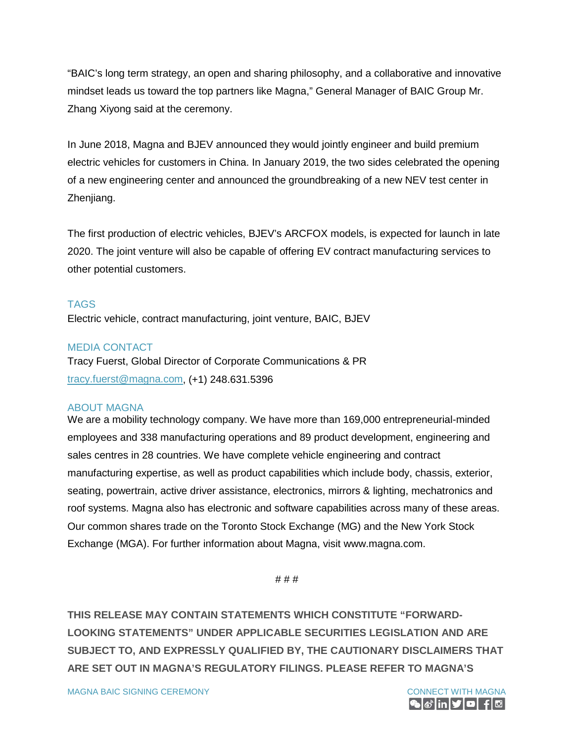"BAIC's long term strategy, an open and sharing philosophy, and a collaborative and innovative mindset leads us toward the top partners like Magna," General Manager of BAIC Group Mr. Zhang Xiyong said at the ceremony.

In June 2018, Magna and BJEV announced they would jointly engineer and build premium electric vehicles for customers in China. In January 2019, the two sides celebrated the opening of a new engineering center and announced the groundbreaking of a new NEV test center in Zhenjiang.

The first production of electric vehicles, BJEV's ARCFOX models, is expected for launch in late 2020. The joint venture will also be capable of offering EV contract manufacturing services to other potential customers.

## TAGS

Electric vehicle, contract manufacturing, joint venture, BAIC, BJEV

## MEDIA CONTACT

Tracy Fuerst, Global Director of Corporate Communications & PR
tracy.fuerst@magna.com, (+1) 248.631.5396

## ABOUT MAGNA

We are a mobility technology company. We have more than 169,000 entrepreneurial-minded employees and 338 manufacturing operations and 89 product development, engineering and sales centres in 28 countries. We have complete vehicle engineering and contract manufacturing expertise, as well as product capabilities which include body, chassis, exterior, seating, powertrain, active driver assistance, electronics, mirrors & lighting, mechatronics and roof systems. Magna also has electronic and software capabilities across many of these areas. Our common shares trade on the Toronto Stock Exchange (MG) and the New York Stock Exchange (MGA). For further information about Magna, visit www.magna.com.

# # #

**THIS RELEASE MAY CONTAIN STATEMENTS WHICH CONSTITUTE "FORWARD-LOOKING STATEMENTS" UNDER APPLICABLE SECURITIES LEGISLATION AND ARE SUBJECT TO, AND EXPRESSLY QUALIFIED BY, THE CAUTIONARY DISCLAIMERS THAT ARE SET OUT IN MAGNA'S REGULATORY FILINGS. PLEASE REFER TO MAGNA'S**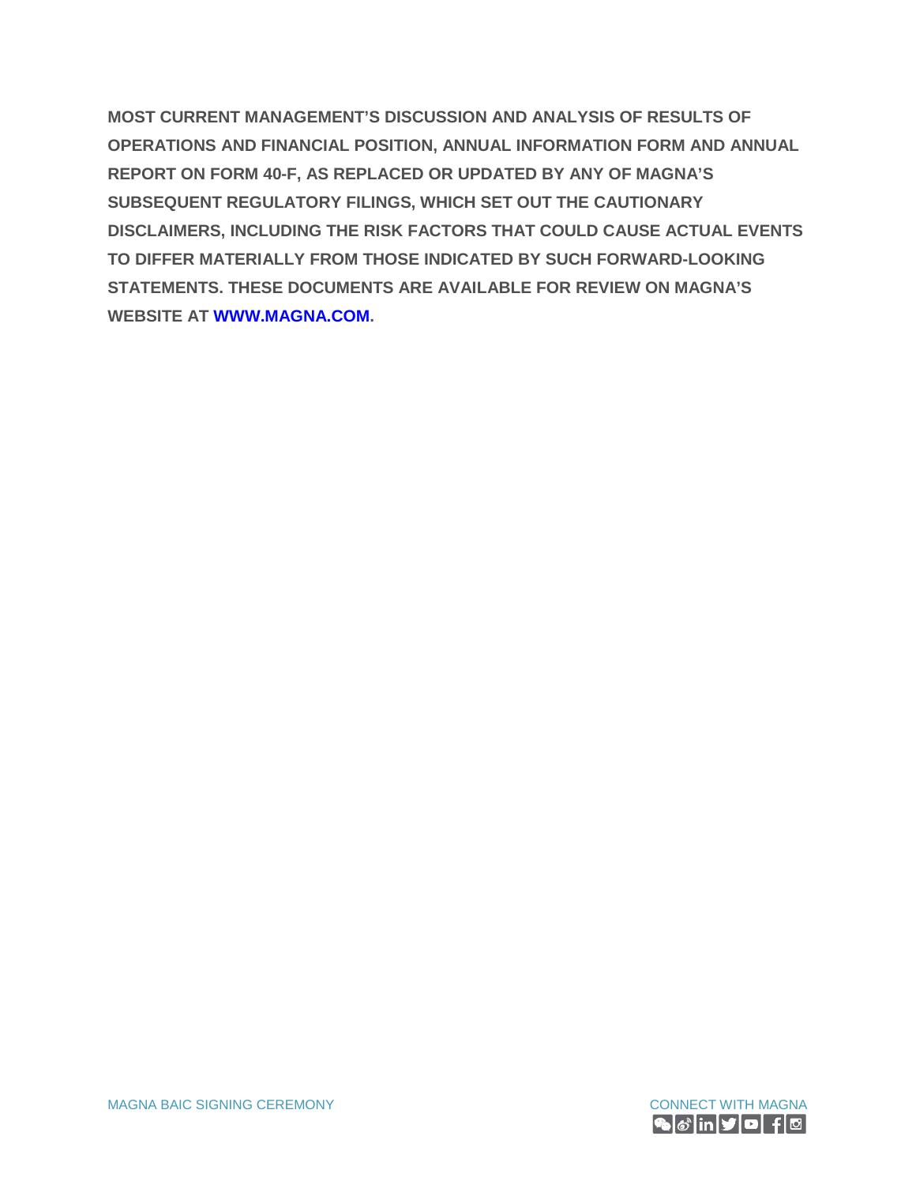**MOST CURRENT MANAGEMENT'S DISCUSSION AND ANALYSIS OF RESULTS OF OPERATIONS AND FINANCIAL POSITION, ANNUAL INFORMATION FORM AND ANNUAL REPORT ON FORM 40-F, AS REPLACED OR UPDATED BY ANY OF MAGNA'S SUBSEQUENT REGULATORY FILINGS, WHICH SET OUT THE CAUTIONARY DISCLAIMERS, INCLUDING THE RISK FACTORS THAT COULD CAUSE ACTUAL EVENTS TO DIFFER MATERIALLY FROM THOSE INDICATED BY SUCH FORWARD-LOOKING STATEMENTS. THESE DOCUMENTS ARE AVAILABLE FOR REVIEW ON MAGNA'S WEBSITE AT WWW.MAGNA.COM.**